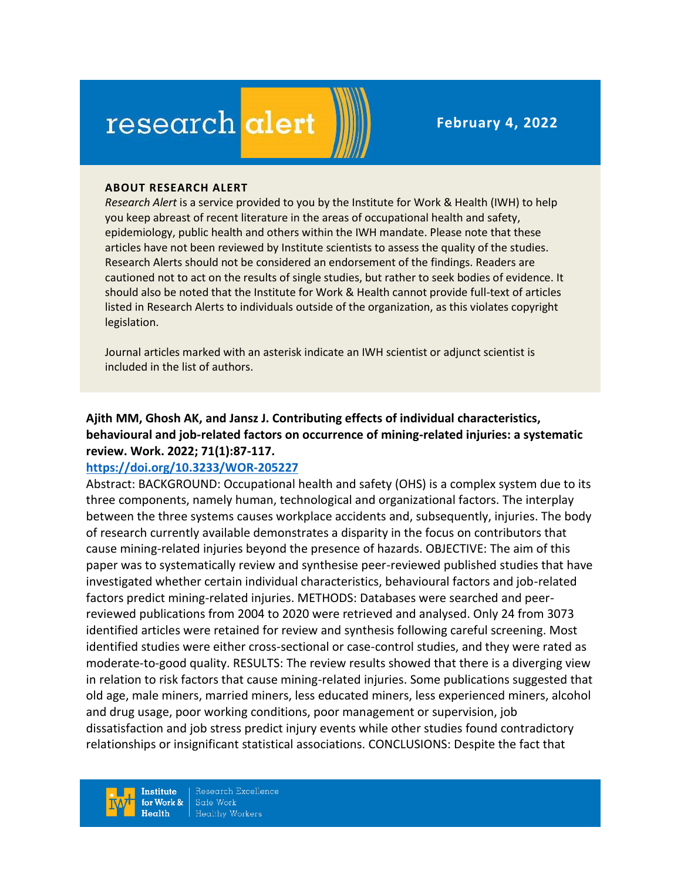# research alert

**February 4, 2022**

**ABOUT RESEARCH ALERT**

*Research Alert* is a service provided to you by the Institute for Work & Health (IWH) to help you keep abreast of recent literature in the areas of occupational health and safety, epidemiology, public health and others within the IWH mandate. Please note that these articles have not been reviewed by Institute scientists to assess the quality of the studies. Research Alerts should not be considered an endorsement of the findings. Readers are cautioned not to act on the results of single studies, but rather to seek bodies of evidence. It should also be noted that the Institute for Work & Health cannot provide full-text of articles listed in Research Alerts to individuals outside of the organization, as this violates copyright legislation.

Journal articles marked with an asterisk indicate an IWH scientist or adjunct scientist is included in the list of authors.

**Ajith MM, Ghosh AK, and Jansz J. Contributing effects of individual characteristics, behavioural and job-related factors on occurrence of mining-related injuries: a systematic review. Work. 2022; 71(1):87-117.**

**https://doi.org/10.3233/WOR-205227**

Abstract: BACKGROUND: Occupational health and safety (OHS) is a complex system due to its three components, namely human, technological and organizational factors. The interplay between the three systems causes workplace accidents and, subsequently, injuries. The body of research currently available demonstrates a disparity in the focus on contributors that cause mining-related injuries beyond the presence of hazards. OBJECTIVE: The aim of this paper was to systematically review and synthesise peer-reviewed published studies that have investigated whether certain individual characteristics, behavioural factors and job-related factors predict mining-related injuries. METHODS: Databases were searched and peer-reviewed publications from 2004 to 2020 were retrieved and analysed. Only 24 from 3073 identified articles were retained for review and synthesis following careful screening. Most identified studies were either cross-sectional or case-control studies, and they were rated as moderate-to-good quality. RESULTS: The review results showed that there is a diverging view in relation to risk factors that cause mining-related injuries. Some publications suggested that old age, male miners, married miners, less educated miners, less experienced miners, alcohol and drug usage, poor working conditions, poor management or supervision, job dissatisfaction and job stress predict injury events while other studies found contradictory relationships or insignificant statistical associations. CONCLUSIONS: Despite the fact that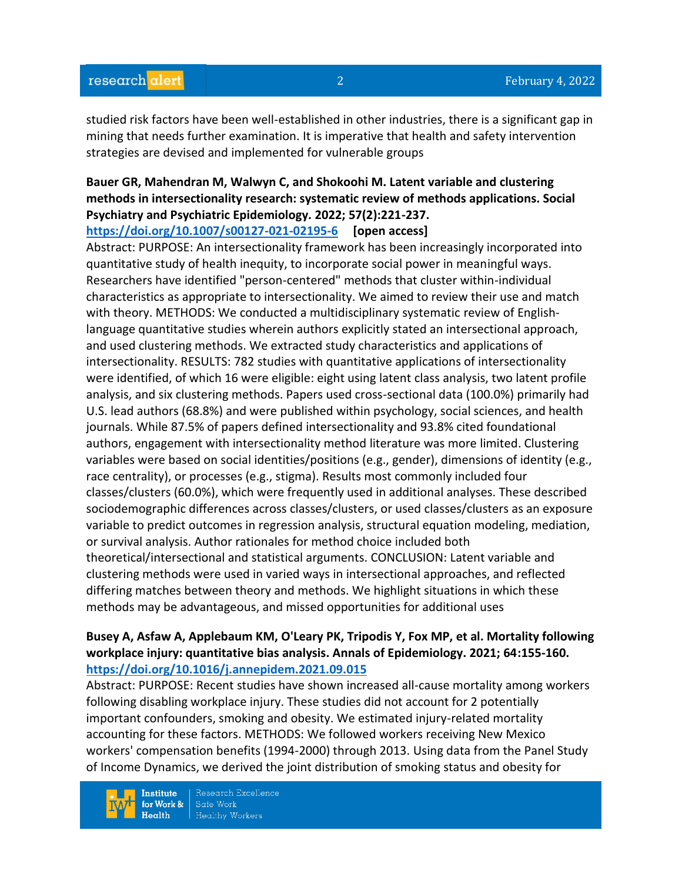studied risk factors have been well-established in other industries, there is a significant gap in mining that needs further examination. It is imperative that health and safety intervention strategies are devised and implemented for vulnerable groups

**Bauer GR, Mahendran M, Walwyn C, and Shokoohi M. Latent variable and clustering methods in intersectionality research: systematic review of methods applications. Social Psychiatry and Psychiatric Epidemiology. 2022; 57(2):221-237.**
**https://doi.org/10.1007/s00127-021-02195-6 [open access]**

Abstract: PURPOSE: An intersectionality framework has been increasingly incorporated into quantitative study of health inequity, to incorporate social power in meaningful ways. Researchers have identified "person-centered" methods that cluster within-individual characteristics as appropriate to intersectionality. We aimed to review their use and match with theory. METHODS: We conducted a multidisciplinary systematic review of English-language quantitative studies wherein authors explicitly stated an intersectional approach, and used clustering methods. We extracted study characteristics and applications of intersectionality. RESULTS: 782 studies with quantitative applications of intersectionality were identified, of which 16 were eligible: eight using latent class analysis, two latent profile analysis, and six clustering methods. Papers used cross-sectional data (100.0%) primarily had U.S. lead authors (68.8%) and were published within psychology, social sciences, and health journals. While 87.5% of papers defined intersectionality and 93.8% cited foundational authors, engagement with intersectionality method literature was more limited. Clustering variables were based on social identities/positions (e.g., gender), dimensions of identity (e.g., race centrality), or processes (e.g., stigma). Results most commonly included four classes/clusters (60.0%), which were frequently used in additional analyses. These described sociodemographic differences across classes/clusters, or used classes/clusters as an exposure variable to predict outcomes in regression analysis, structural equation modeling, mediation, or survival analysis. Author rationales for method choice included both theoretical/intersectional and statistical arguments. CONCLUSION: Latent variable and clustering methods were used in varied ways in intersectional approaches, and reflected differing matches between theory and methods. We highlight situations in which these methods may be advantageous, and missed opportunities for additional uses

**Busey A, Asfaw A, Applebaum KM, O'Leary PK, Tripodis Y, Fox MP, et al. Mortality following workplace injury: quantitative bias analysis. Annals of Epidemiology. 2021; 64:155-160.**
**https://doi.org/10.1016/j.annepidem.2021.09.015**

Abstract: PURPOSE: Recent studies have shown increased all-cause mortality among workers following disabling workplace injury. These studies did not account for 2 potentially important confounders, smoking and obesity. We estimated injury-related mortality accounting for these factors. METHODS: We followed workers receiving New Mexico workers' compensation benefits (1994-2000) through 2013. Using data from the Panel Study of Income Dynamics, we derived the joint distribution of smoking status and obesity for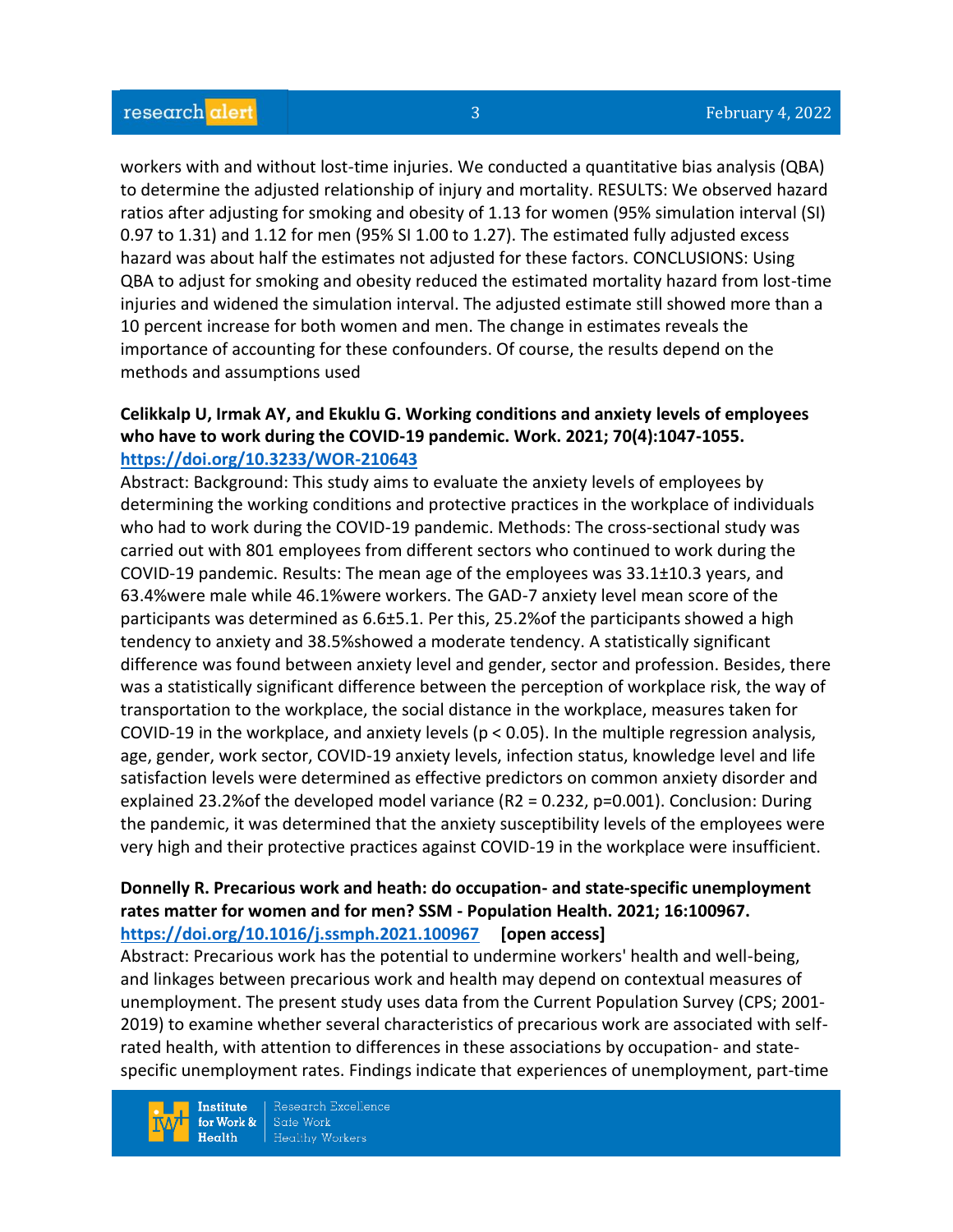workers with and without lost-time injuries. We conducted a quantitative bias analysis (QBA) to determine the adjusted relationship of injury and mortality. RESULTS: We observed hazard ratios after adjusting for smoking and obesity of 1.13 for women (95% simulation interval (SI) 0.97 to 1.31) and 1.12 for men (95% SI 1.00 to 1.27). The estimated fully adjusted excess hazard was about half the estimates not adjusted for these factors. CONCLUSIONS: Using QBA to adjust for smoking and obesity reduced the estimated mortality hazard from lost-time injuries and widened the simulation interval. The adjusted estimate still showed more than a 10 percent increase for both women and men. The change in estimates reveals the importance of accounting for these confounders. Of course, the results depend on the methods and assumptions used

**Celikkalp U, Irmak AY, and Ekuklu G. Working conditions and anxiety levels of employees who have to work during the COVID-19 pandemic. Work. 2021; 70(4):1047-1055.**
**https://doi.org/10.3233/WOR-210643**

Abstract: Background: This study aims to evaluate the anxiety levels of employees by determining the working conditions and protective practices in the workplace of individuals who had to work during the COVID-19 pandemic. Methods: The cross-sectional study was carried out with 801 employees from different sectors who continued to work during the COVID-19 pandemic. Results: The mean age of the employees was 33.1±10.3 years, and 63.4%were male while 46.1%were workers. The GAD-7 anxiety level mean score of the participants was determined as 6.6±5.1. Per this, 25.2%of the participants showed a high tendency to anxiety and 38.5%showed a moderate tendency. A statistically significant difference was found between anxiety level and gender, sector and profession. Besides, there was a statistically significant difference between the perception of workplace risk, the way of transportation to the workplace, the social distance in the workplace, measures taken for COVID-19 in the workplace, and anxiety levels ($p < 0.05$). In the multiple regression analysis, age, gender, work sector, COVID-19 anxiety levels, infection status, knowledge level and life satisfaction levels were determined as effective predictors on common anxiety disorder and explained 23.2%of the developed model variance ($R2 = 0.232$, $p=0.001$). Conclusion: During the pandemic, it was determined that the anxiety susceptibility levels of the employees were very high and their protective practices against COVID-19 in the workplace were insufficient.

**Donnelly R. Precarious work and heath: do occupation- and state-specific unemployment rates matter for women and for men? SSM - Population Health. 2021; 16:100967.**
**https://doi.org/10.1016/j.ssmph.2021.100967 [open access]**

Abstract: Precarious work has the potential to undermine workers' health and well-being, and linkages between precarious work and health may depend on contextual measures of unemployment. The present study uses data from the Current Population Survey (CPS; 2001-2019) to examine whether several characteristics of precarious work are associated with self-rated health, with attention to differences in these associations by occupation- and state-specific unemployment rates. Findings indicate that experiences of unemployment, part-time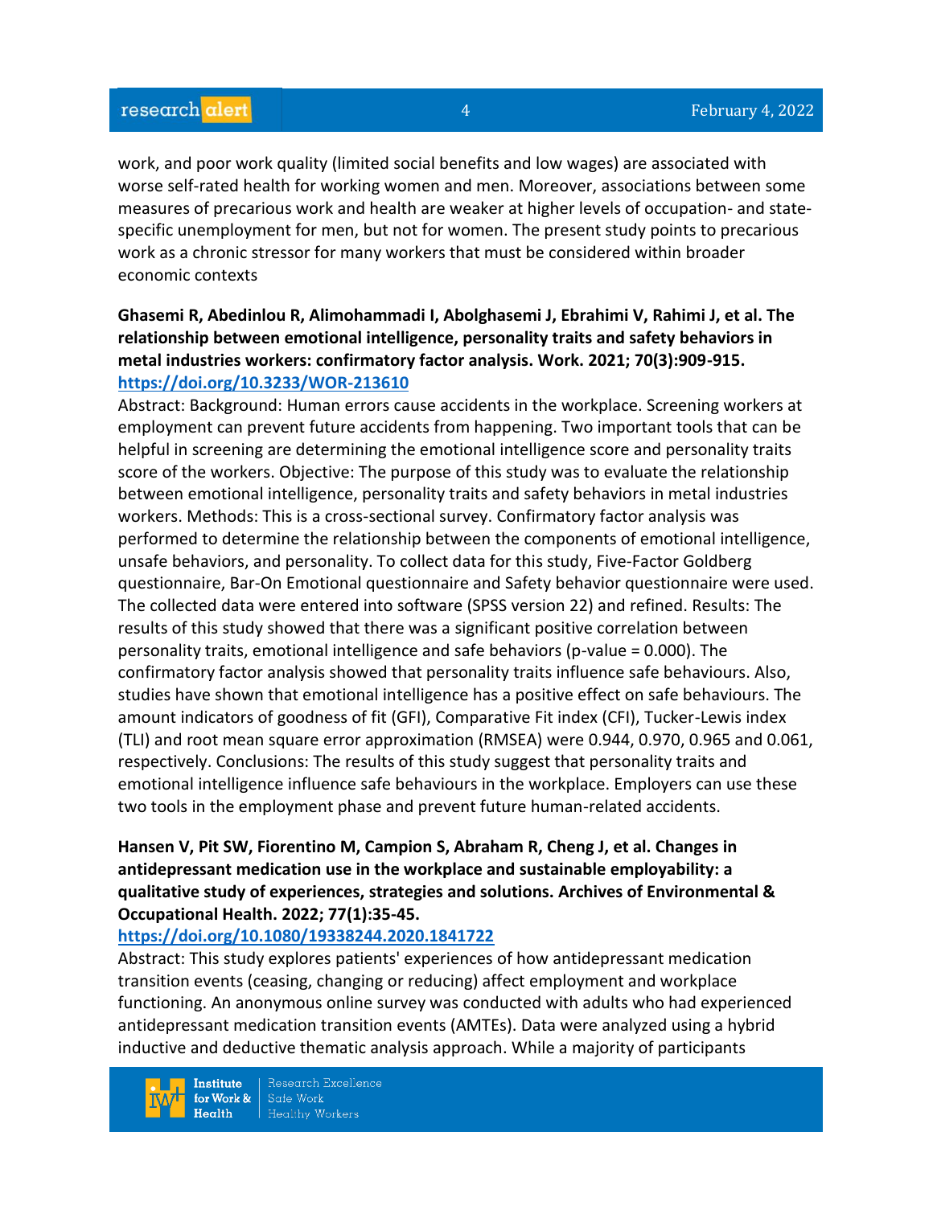work, and poor work quality (limited social benefits and low wages) are associated with worse self-rated health for working women and men. Moreover, associations between some measures of precarious work and health are weaker at higher levels of occupation- and state-specific unemployment for men, but not for women. The present study points to precarious work as a chronic stressor for many workers that must be considered within broader economic contexts

**Ghasemi R, Abedinlou R, Alimohammadi I, Abolghasemi J, Ebrahimi V, Rahimi J, et al. The relationship between emotional intelligence, personality traits and safety behaviors in metal industries workers: confirmatory factor analysis. Work. 2021; 70(3):909-915.**
**https://doi.org/10.3233/WOR-213610**

Abstract: Background: Human errors cause accidents in the workplace. Screening workers at employment can prevent future accidents from happening. Two important tools that can be helpful in screening are determining the emotional intelligence score and personality traits score of the workers. Objective: The purpose of this study was to evaluate the relationship between emotional intelligence, personality traits and safety behaviors in metal industries workers. Methods: This is a cross-sectional survey. Confirmatory factor analysis was performed to determine the relationship between the components of emotional intelligence, unsafe behaviors, and personality. To collect data for this study, Five-Factor Goldberg questionnaire, Bar-On Emotional questionnaire and Safety behavior questionnaire were used. The collected data were entered into software (SPSS version 22) and refined. Results: The results of this study showed that there was a significant positive correlation between personality traits, emotional intelligence and safe behaviors (p-value = 0.000). The confirmatory factor analysis showed that personality traits influence safe behaviours. Also, studies have shown that emotional intelligence has a positive effect on safe behaviours. The amount indicators of goodness of fit (GFI), Comparative Fit index (CFI), Tucker-Lewis index (TLI) and root mean square error approximation (RMSEA) were 0.944, 0.970, 0.965 and 0.061, respectively. Conclusions: The results of this study suggest that personality traits and emotional intelligence influence safe behaviours in the workplace. Employers can use these two tools in the employment phase and prevent future human-related accidents.

**Hansen V, Pit SW, Fiorentino M, Campion S, Abraham R, Cheng J, et al. Changes in antidepressant medication use in the workplace and sustainable employability: a qualitative study of experiences, strategies and solutions. Archives of Environmental & Occupational Health. 2022; 77(1):35-45.**
**https://doi.org/10.1080/19338244.2020.1841722**

Abstract: This study explores patients' experiences of how antidepressant medication transition events (ceasing, changing or reducing) affect employment and workplace functioning. An anonymous online survey was conducted with adults who had experienced antidepressant medication transition events (AMTEs). Data were analyzed using a hybrid inductive and deductive thematic analysis approach. While a majority of participants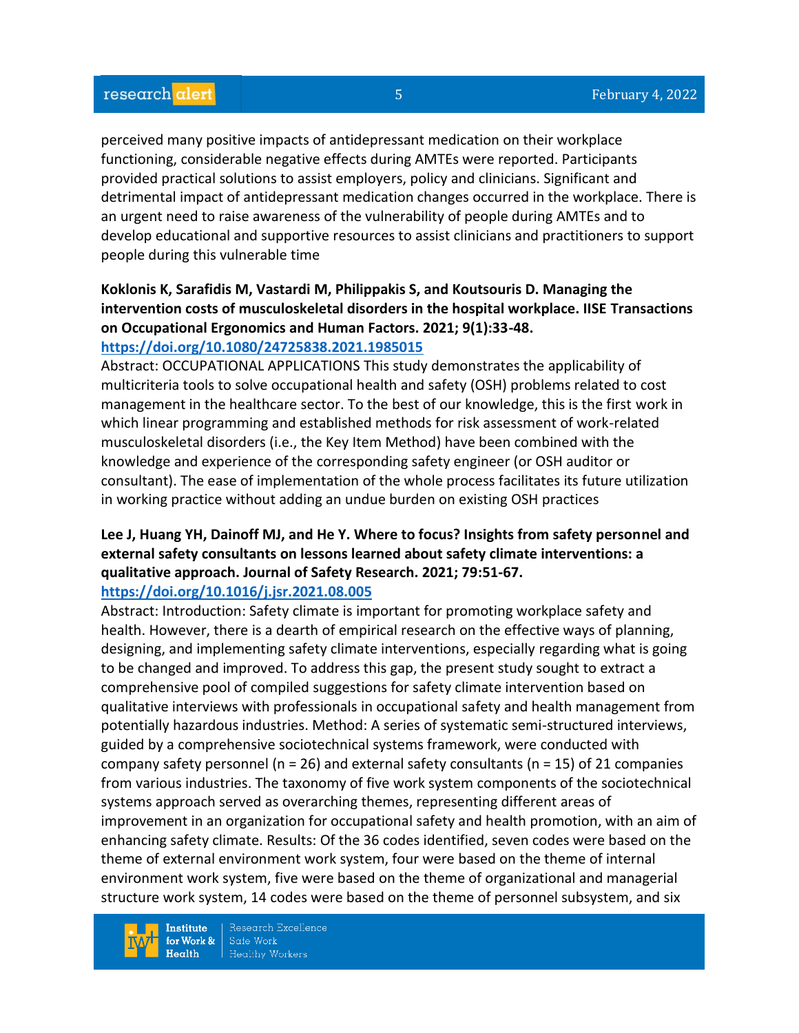perceived many positive impacts of antidepressant medication on their workplace functioning, considerable negative effects during AMTEs were reported. Participants provided practical solutions to assist employers, policy and clinicians. Significant and detrimental impact of antidepressant medication changes occurred in the workplace. There is an urgent need to raise awareness of the vulnerability of people during AMTEs and to develop educational and supportive resources to assist clinicians and practitioners to support people during this vulnerable time

**Koklonis K, Sarafidis M, Vastardi M, Philippakis S, and Koutsouris D. Managing the intervention costs of musculoskeletal disorders in the hospital workplace. IISE Transactions on Occupational Ergonomics and Human Factors. 2021; 9(1):33-48.**
**https://doi.org/10.1080/24725838.2021.1985015**
Abstract: OCCUPATIONAL APPLICATIONS This study demonstrates the applicability of multicriteria tools to solve occupational health and safety (OSH) problems related to cost management in the healthcare sector. To the best of our knowledge, this is the first work in which linear programming and established methods for risk assessment of work-related musculoskeletal disorders (i.e., the Key Item Method) have been combined with the knowledge and experience of the corresponding safety engineer (or OSH auditor or consultant). The ease of implementation of the whole process facilitates its future utilization in working practice without adding an undue burden on existing OSH practices

**Lee J, Huang YH, Dainoff MJ, and He Y. Where to focus? Insights from safety personnel and external safety consultants on lessons learned about safety climate interventions: a qualitative approach. Journal of Safety Research. 2021; 79:51-67.**
**https://doi.org/10.1016/j.jsr.2021.08.005**
Abstract: Introduction: Safety climate is important for promoting workplace safety and health. However, there is a dearth of empirical research on the effective ways of planning, designing, and implementing safety climate interventions, especially regarding what is going to be changed and improved. To address this gap, the present study sought to extract a comprehensive pool of compiled suggestions for safety climate intervention based on qualitative interviews with professionals in occupational safety and health management from potentially hazardous industries. Method: A series of systematic semi-structured interviews, guided by a comprehensive sociotechnical systems framework, were conducted with company safety personnel (n = 26) and external safety consultants (n = 15) of 21 companies from various industries. The taxonomy of five work system components of the sociotechnical systems approach served as overarching themes, representing different areas of improvement in an organization for occupational safety and health promotion, with an aim of enhancing safety climate. Results: Of the 36 codes identified, seven codes were based on the theme of external environment work system, four were based on the theme of internal environment work system, five were based on the theme of organizational and managerial structure work system, 14 codes were based on the theme of personnel subsystem, and six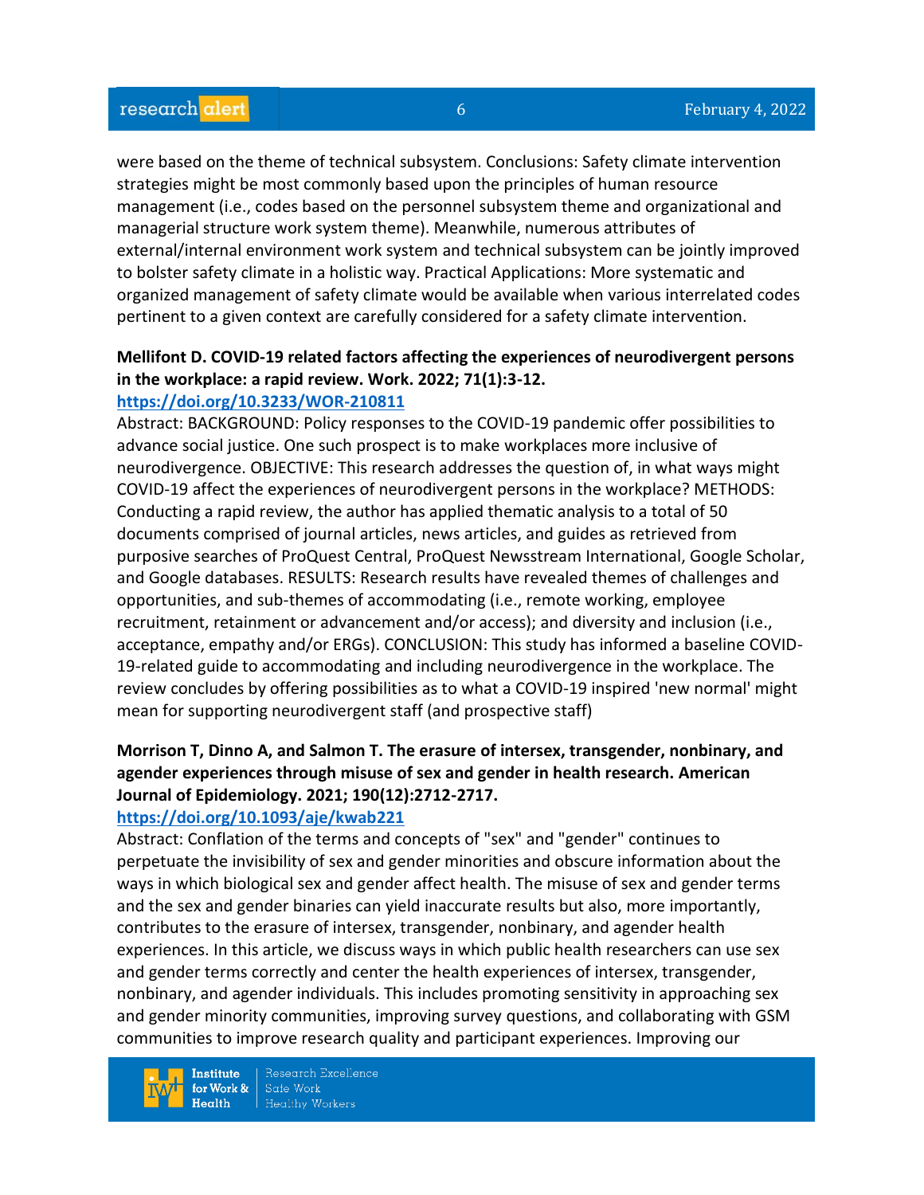were based on the theme of technical subsystem. Conclusions: Safety climate intervention strategies might be most commonly based upon the principles of human resource management (i.e., codes based on the personnel subsystem theme and organizational and managerial structure work system theme). Meanwhile, numerous attributes of external/internal environment work system and technical subsystem can be jointly improved to bolster safety climate in a holistic way. Practical Applications: More systematic and organized management of safety climate would be available when various interrelated codes pertinent to a given context are carefully considered for a safety climate intervention.

**Mellifont D. COVID-19 related factors affecting the experiences of neurodivergent persons in the workplace: a rapid review. Work. 2022; 71(1):3-12.**
**https://doi.org/10.3233/WOR-210811**
Abstract: BACKGROUND: Policy responses to the COVID-19 pandemic offer possibilities to advance social justice. One such prospect is to make workplaces more inclusive of neurodivergence. OBJECTIVE: This research addresses the question of, in what ways might COVID-19 affect the experiences of neurodivergent persons in the workplace? METHODS: Conducting a rapid review, the author has applied thematic analysis to a total of 50 documents comprised of journal articles, news articles, and guides as retrieved from purposive searches of ProQuest Central, ProQuest Newsstream International, Google Scholar, and Google databases. RESULTS: Research results have revealed themes of challenges and opportunities, and sub-themes of accommodating (i.e., remote working, employee recruitment, retainment or advancement and/or access); and diversity and inclusion (i.e., acceptance, empathy and/or ERGs). CONCLUSION: This study has informed a baseline COVID-19-related guide to accommodating and including neurodivergence in the workplace. The review concludes by offering possibilities as to what a COVID-19 inspired 'new normal' might mean for supporting neurodivergent staff (and prospective staff)

**Morrison T, Dinno A, and Salmon T. The erasure of intersex, transgender, nonbinary, and agender experiences through misuse of sex and gender in health research. American Journal of Epidemiology. 2021; 190(12):2712-2717.**
**https://doi.org/10.1093/aje/kwab221**
Abstract: Conflation of the terms and concepts of "sex" and "gender" continues to perpetuate the invisibility of sex and gender minorities and obscure information about the ways in which biological sex and gender affect health. The misuse of sex and gender terms and the sex and gender binaries can yield inaccurate results but also, more importantly, contributes to the erasure of intersex, transgender, nonbinary, and agender health experiences. In this article, we discuss ways in which public health researchers can use sex and gender terms correctly and center the health experiences of intersex, transgender, nonbinary, and agender individuals. This includes promoting sensitivity in approaching sex and gender minority communities, improving survey questions, and collaborating with GSM communities to improve research quality and participant experiences. Improving our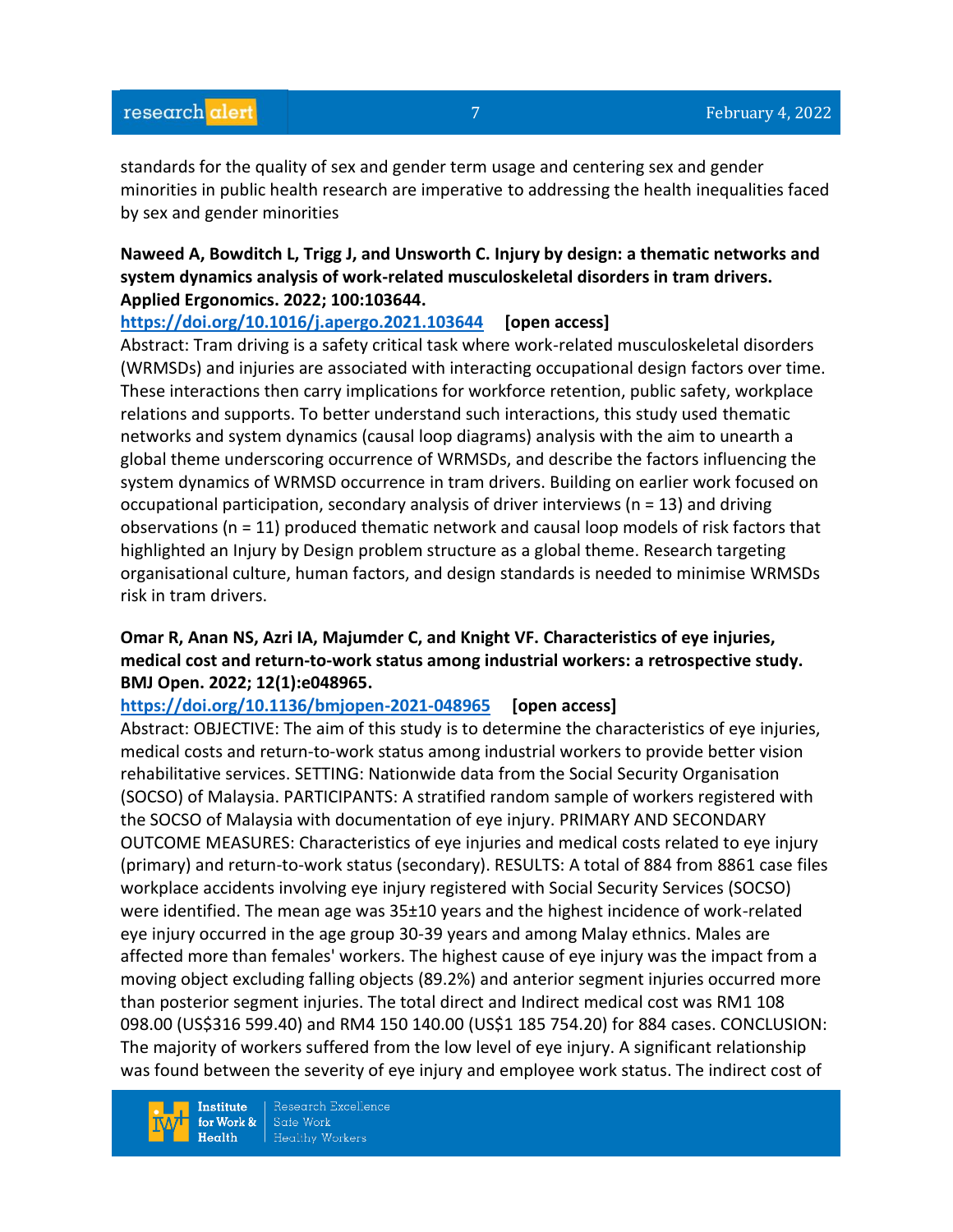standards for the quality of sex and gender term usage and centering sex and gender minorities in public health research are imperative to addressing the health inequalities faced by sex and gender minorities

**Naweed A, Bowditch L, Trigg J, and Unsworth C. Injury by design: a thematic networks and system dynamics analysis of work-related musculoskeletal disorders in tram drivers. Applied Ergonomics. 2022; 100:103644.**

https://doi.org/10.1016/j.apergo.2021.103644 **[open access]**

Abstract: Tram driving is a safety critical task where work-related musculoskeletal disorders (WRMSDs) and injuries are associated with interacting occupational design factors over time. These interactions then carry implications for workforce retention, public safety, workplace relations and supports. To better understand such interactions, this study used thematic networks and system dynamics (causal loop diagrams) analysis with the aim to unearth a global theme underscoring occurrence of WRMSDs, and describe the factors influencing the system dynamics of WRMSD occurrence in tram drivers. Building on earlier work focused on occupational participation, secondary analysis of driver interviews (n = 13) and driving observations (n = 11) produced thematic network and causal loop models of risk factors that highlighted an Injury by Design problem structure as a global theme. Research targeting organisational culture, human factors, and design standards is needed to minimise WRMSDs risk in tram drivers.

**Omar R, Anan NS, Azri IA, Majumder C, and Knight VF. Characteristics of eye injuries, medical cost and return-to-work status among industrial workers: a retrospective study. BMJ Open. 2022; 12(1):e048965.**

https://doi.org/10.1136/bmjopen-2021-048965 **[open access]**

Abstract: OBJECTIVE: The aim of this study is to determine the characteristics of eye injuries, medical costs and return-to-work status among industrial workers to provide better vision rehabilitative services. SETTING: Nationwide data from the Social Security Organisation (SOCSO) of Malaysia. PARTICIPANTS: A stratified random sample of workers registered with the SOCSO of Malaysia with documentation of eye injury. PRIMARY AND SECONDARY OUTCOME MEASURES: Characteristics of eye injuries and medical costs related to eye injury (primary) and return-to-work status (secondary). RESULTS: A total of 884 from 8861 case files workplace accidents involving eye injury registered with Social Security Services (SOCSO) were identified. The mean age was 35±10 years and the highest incidence of work-related eye injury occurred in the age group 30-39 years and among Malay ethnics. Males are affected more than females' workers. The highest cause of eye injury was the impact from a moving object excluding falling objects (89.2%) and anterior segment injuries occurred more than posterior segment injuries. The total direct and Indirect medical cost was RM1 108 098.00 (US$316 599.40) and RM4 150 140.00 (US$1 185 754.20) for 884 cases. CONCLUSION: The majority of workers suffered from the low level of eye injury. A significant relationship was found between the severity of eye injury and employee work status. The indirect cost of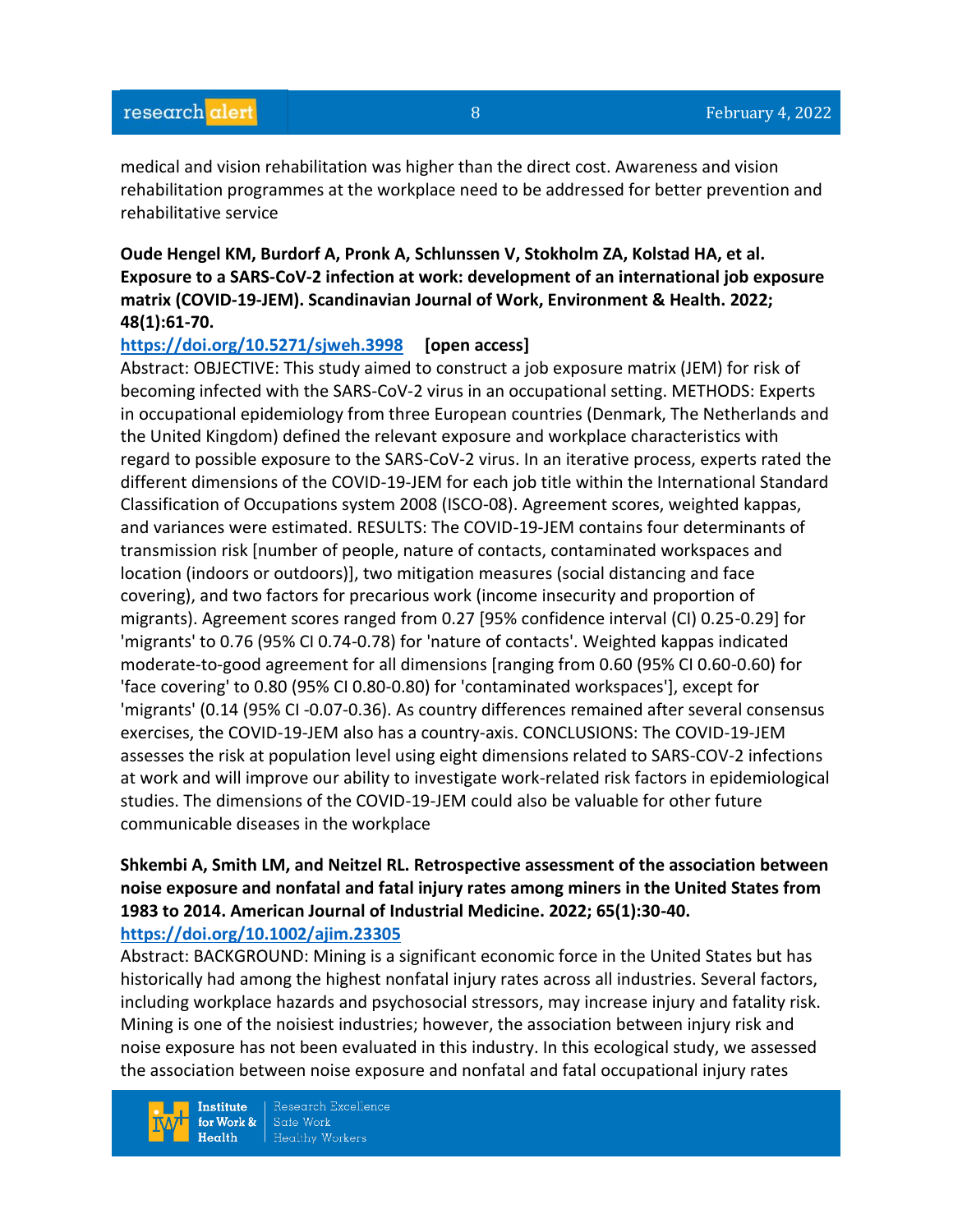medical and vision rehabilitation was higher than the direct cost. Awareness and vision rehabilitation programmes at the workplace need to be addressed for better prevention and rehabilitative service

**Oude Hengel KM, Burdorf A, Pronk A, Schlunssen V, Stokholm ZA, Kolstad HA, et al. Exposure to a SARS-CoV-2 infection at work: development of an international job exposure matrix (COVID-19-JEM). Scandinavian Journal of Work, Environment & Health. 2022; 48(1):61-70.**

https://doi.org/10.5271/sjweh.3998 **[open access]**

Abstract: OBJECTIVE: This study aimed to construct a job exposure matrix (JEM) for risk of becoming infected with the SARS-CoV-2 virus in an occupational setting. METHODS: Experts in occupational epidemiology from three European countries (Denmark, The Netherlands and the United Kingdom) defined the relevant exposure and workplace characteristics with regard to possible exposure to the SARS-CoV-2 virus. In an iterative process, experts rated the different dimensions of the COVID-19-JEM for each job title within the International Standard Classification of Occupations system 2008 (ISCO-08). Agreement scores, weighted kappas, and variances were estimated. RESULTS: The COVID-19-JEM contains four determinants of transmission risk [number of people, nature of contacts, contaminated workspaces and location (indoors or outdoors)], two mitigation measures (social distancing and face covering), and two factors for precarious work (income insecurity and proportion of migrants). Agreement scores ranged from 0.27 [95% confidence interval (CI) 0.25-0.29] for 'migrants' to 0.76 (95% CI 0.74-0.78) for 'nature of contacts'. Weighted kappas indicated moderate-to-good agreement for all dimensions [ranging from 0.60 (95% CI 0.60-0.60) for 'face covering' to 0.80 (95% CI 0.80-0.80) for 'contaminated workspaces'], except for 'migrants' (0.14 (95% CI -0.07-0.36). As country differences remained after several consensus exercises, the COVID-19-JEM also has a country-axis. CONCLUSIONS: The COVID-19-JEM assesses the risk at population level using eight dimensions related to SARS-COV-2 infections at work and will improve our ability to investigate work-related risk factors in epidemiological studies. The dimensions of the COVID-19-JEM could also be valuable for other future communicable diseases in the workplace

**Shkembi A, Smith LM, and Neitzel RL. Retrospective assessment of the association between noise exposure and nonfatal and fatal injury rates among miners in the United States from 1983 to 2014. American Journal of Industrial Medicine. 2022; 65(1):30-40.**

https://doi.org/10.1002/ajim.23305

Abstract: BACKGROUND: Mining is a significant economic force in the United States but has historically had among the highest nonfatal injury rates across all industries. Several factors, including workplace hazards and psychosocial stressors, may increase injury and fatality risk. Mining is one of the noisiest industries; however, the association between injury risk and noise exposure has not been evaluated in this industry. In this ecological study, we assessed the association between noise exposure and nonfatal and fatal occupational injury rates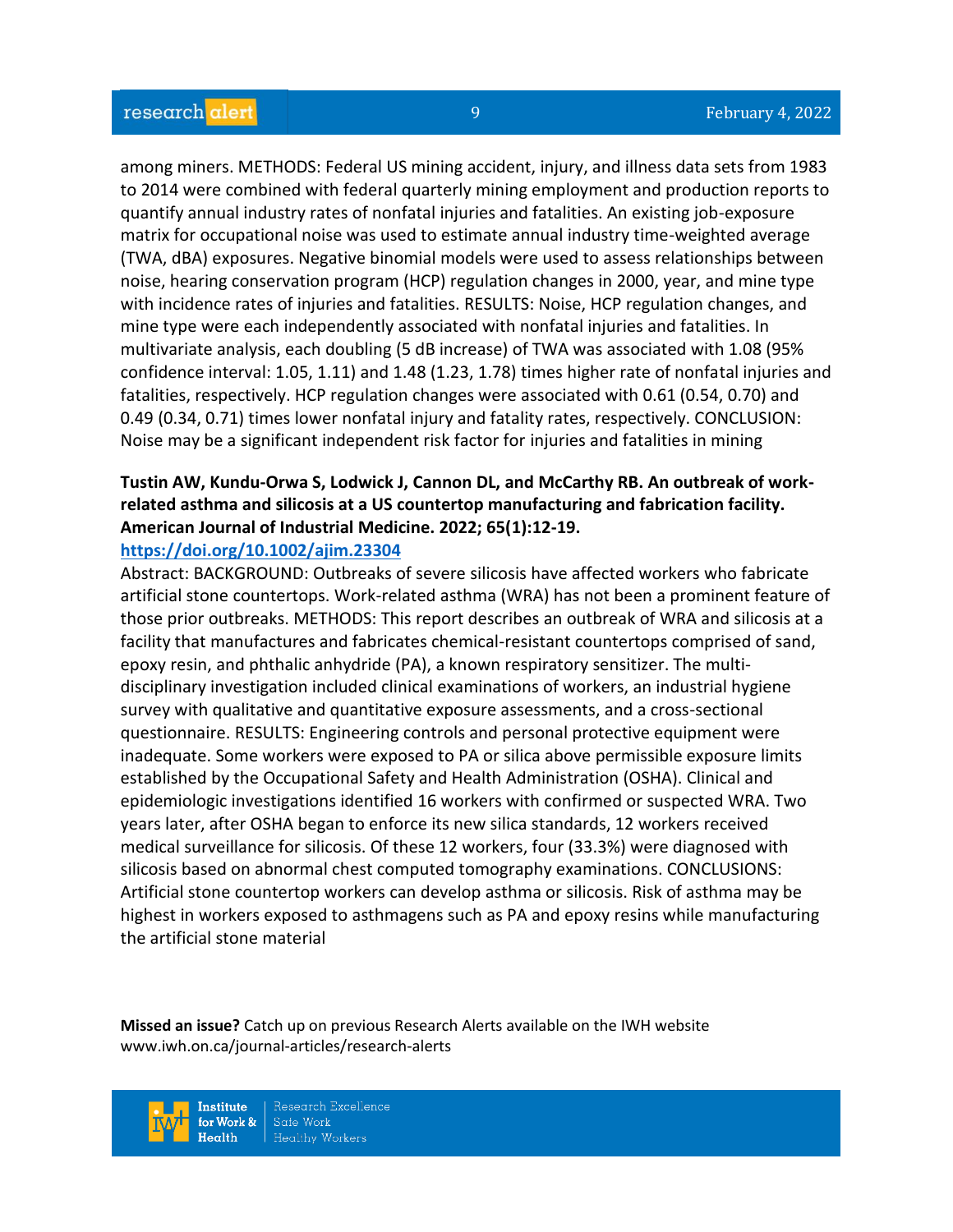among miners. METHODS: Federal US mining accident, injury, and illness data sets from 1983 to 2014 were combined with federal quarterly mining employment and production reports to quantify annual industry rates of nonfatal injuries and fatalities. An existing job-exposure matrix for occupational noise was used to estimate annual industry time-weighted average (TWA, dBA) exposures. Negative binomial models were used to assess relationships between noise, hearing conservation program (HCP) regulation changes in 2000, year, and mine type with incidence rates of injuries and fatalities. RESULTS: Noise, HCP regulation changes, and mine type were each independently associated with nonfatal injuries and fatalities. In multivariate analysis, each doubling (5 dB increase) of TWA was associated with 1.08 (95% confidence interval: 1.05, 1.11) and 1.48 (1.23, 1.78) times higher rate of nonfatal injuries and fatalities, respectively. HCP regulation changes were associated with 0.61 (0.54, 0.70) and 0.49 (0.34, 0.71) times lower nonfatal injury and fatality rates, respectively. CONCLUSION: Noise may be a significant independent risk factor for injuries and fatalities in mining

**Tustin AW, Kundu-Orwa S, Lodwick J, Cannon DL, and McCarthy RB. An outbreak of work-related asthma and silicosis at a US countertop manufacturing and fabrication facility. American Journal of Industrial Medicine. 2022; 65(1):12-19.**
**https://doi.org/10.1002/ajim.23304**

Abstract: BACKGROUND: Outbreaks of severe silicosis have affected workers who fabricate artificial stone countertops. Work-related asthma (WRA) has not been a prominent feature of those prior outbreaks. METHODS: This report describes an outbreak of WRA and silicosis at a facility that manufactures and fabricates chemical-resistant countertops comprised of sand, epoxy resin, and phthalic anhydride (PA), a known respiratory sensitizer. The multi-disciplinary investigation included clinical examinations of workers, an industrial hygiene survey with qualitative and quantitative exposure assessments, and a cross-sectional questionnaire. RESULTS: Engineering controls and personal protective equipment were inadequate. Some workers were exposed to PA or silica above permissible exposure limits established by the Occupational Safety and Health Administration (OSHA). Clinical and epidemiologic investigations identified 16 workers with confirmed or suspected WRA. Two years later, after OSHA began to enforce its new silica standards, 12 workers received medical surveillance for silicosis. Of these 12 workers, four (33.3%) were diagnosed with silicosis based on abnormal chest computed tomography examinations. CONCLUSIONS: Artificial stone countertop workers can develop asthma or silicosis. Risk of asthma may be highest in workers exposed to asthmagens such as PA and epoxy resins while manufacturing the artificial stone material

**Missed an issue?** Catch up on previous Research Alerts available on the IWH website www.iwh.on.ca/journal-articles/research-alerts